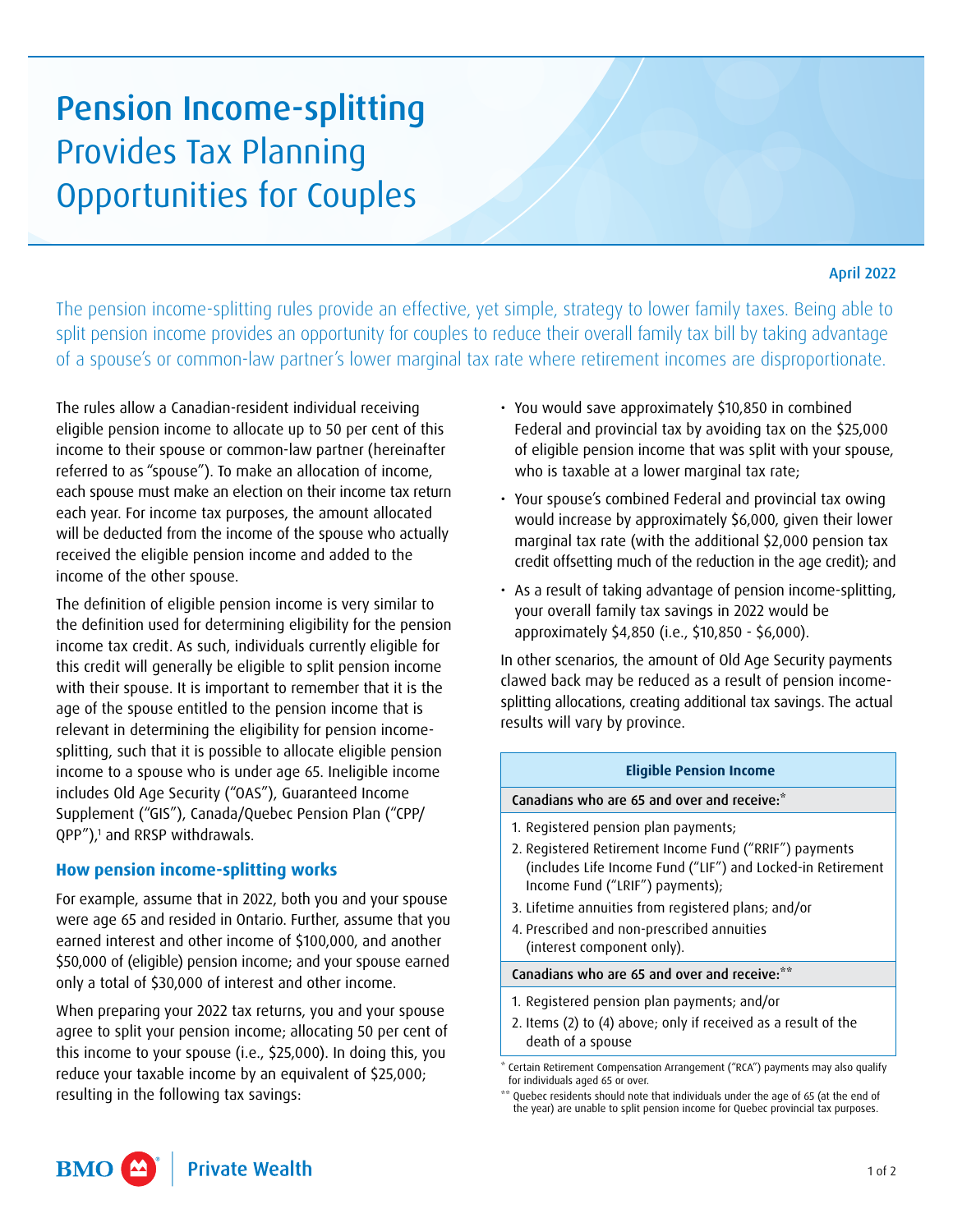# Pension Income-splitting Provides Tax Planning Opportunities for Couples

April 2022

The pension income-splitting rules provide an effective, yet simple, strategy to lower family taxes. Being able to split pension income provides an opportunity for couples to reduce their overall family tax bill by taking advantage of a spouse's or common-law partner's lower marginal tax rate where retirement incomes are disproportionate.

The rules allow a Canadian-resident individual receiving eligible pension income to allocate up to 50 per cent of this income to their spouse or common-law partner (hereinafter referred to as "spouse"). To make an allocation of income, each spouse must make an election on their income tax return each year. For income tax purposes, the amount allocated will be deducted from the income of the spouse who actually received the eligible pension income and added to the income of the other spouse.

The definition of eligible pension income is very similar to the definition used for determining eligibility for the pension income tax credit. As such, individuals currently eligible for this credit will generally be eligible to split pension income with their spouse. It is important to remember that it is the age of the spouse entitled to the pension income that is relevant in determining the eligibility for pension income-splitting, such that it is possible to allocate eligible pension income to a spouse who is under age 65. Ineligible income includes Old Age Security ("OAS"), Guaranteed Income Supplement ("GIS"), Canada/Quebec Pension Plan ("CPP/QPP"),[1] and RRSP withdrawals.

## How pension income-splitting works

For example, assume that in 2022, both you and your spouse were age 65 and resided in Ontario. Further, assume that you earned interest and other income of $100,000, and another $50,000 of (eligible) pension income; and your spouse earned only a total of $30,000 of interest and other income.

When preparing your 2022 tax returns, you and your spouse agree to split your pension income; allocating 50 per cent of this income to your spouse (i.e., $25,000). In doing this, you reduce your taxable income by an equivalent of $25,000; resulting in the following tax savings:

- You would save approximately $10,850 in combined Federal and provincial tax by avoiding tax on the $25,000 of eligible pension income that was split with your spouse, who is taxable at a lower marginal tax rate;
- Your spouse's combined Federal and provincial tax owing would increase by approximately $6,000, given their lower marginal tax rate (with the additional $2,000 pension tax credit offsetting much of the reduction in the age credit); and
- As a result of taking advantage of pension income-splitting, your overall family tax savings in 2022 would be approximately $4,850 (i.e., $10,850 - $6,000).

In other scenarios, the amount of Old Age Security payments clawed back may be reduced as a result of pension income-splitting allocations, creating additional tax savings. The actual results will vary by province.

| Eligible Pension Income |
| --- |
| **Canadians who are 65 and over and receive:*** |
| 1. Registered pension plan payments;<br>2. Registered Retirement Income Fund ("RRIF") payments (includes Life Income Fund ("LIF") and Locked-in Retirement Income Fund ("LRIF") payments);<br>3. Lifetime annuities from registered plans; and/or<br>4. Prescribed and non-prescribed annuities (interest component only). |
| **Canadians who are 65 and over and receive:**** |
| 1. Registered pension plan payments; and/or<br>2. Items (2) to (4) above; only if received as a result of the death of a spouse |

* Certain Retirement Compensation Arrangement ("RCA") payments may also qualify for individuals aged 65 or over.

** Quebec residents should note that individuals under the age of 65 (at the end of the year) are unable to split pension income for Quebec provincial tax purposes.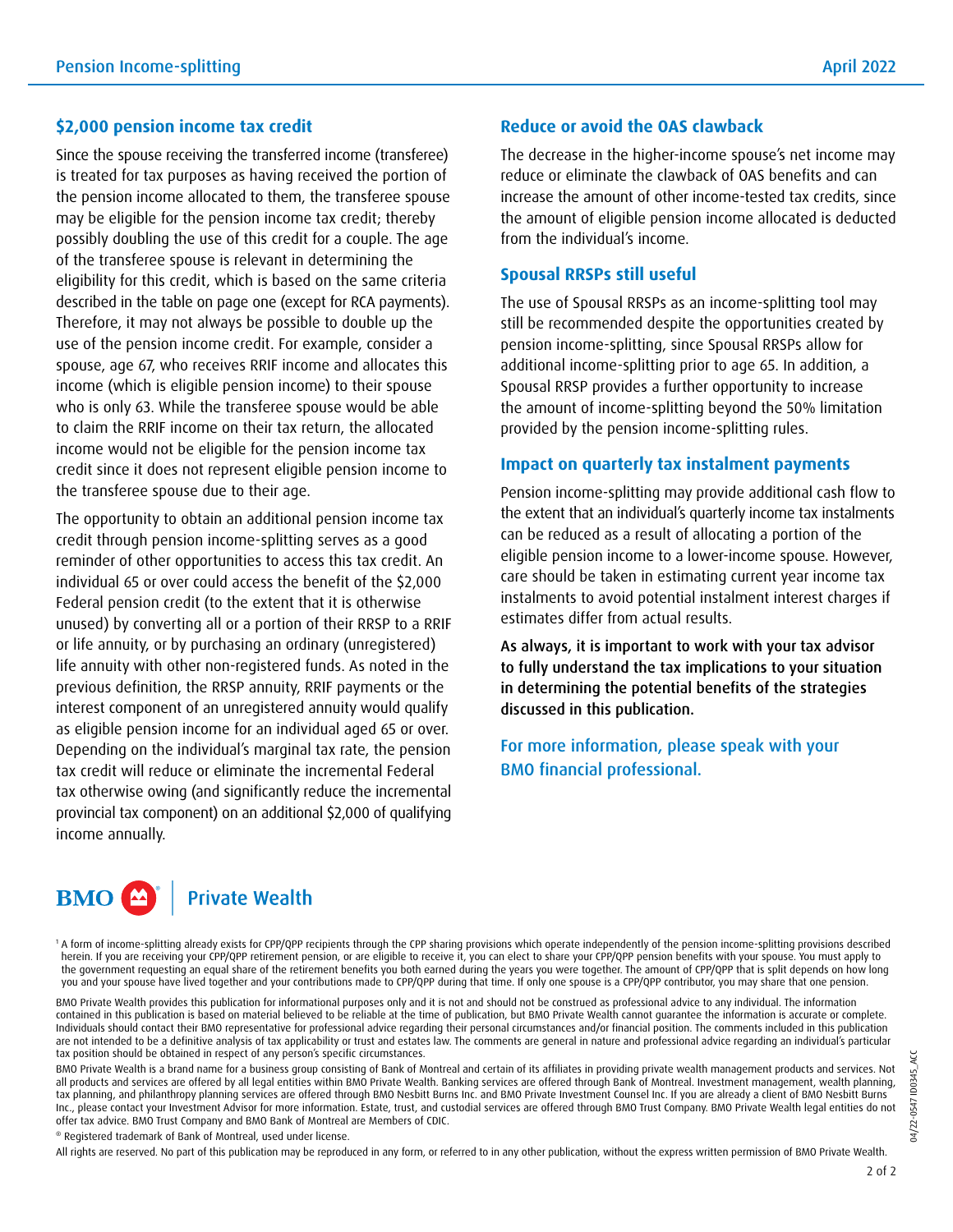## $2,000 pension income tax credit

Since the spouse receiving the transferred income (transferee) is treated for tax purposes as having received the portion of the pension income allocated to them, the transferee spouse may be eligible for the pension income tax credit; thereby possibly doubling the use of this credit for a couple. The age of the transferee spouse is relevant in determining the eligibility for this credit, which is based on the same criteria described in the table on page one (except for RCA payments). Therefore, it may not always be possible to double up the use of the pension income credit. For example, consider a spouse, age 67, who receives RRIF income and allocates this income (which is eligible pension income) to their spouse who is only 63. While the transferee spouse would be able to claim the RRIF income on their tax return, the allocated income would not be eligible for the pension income tax credit since it does not represent eligible pension income to the transferee spouse due to their age.

The opportunity to obtain an additional pension income tax credit through pension income-splitting serves as a good reminder of other opportunities to access this tax credit. An individual 65 or over could access the benefit of the $2,000 Federal pension credit (to the extent that it is otherwise unused) by converting all or a portion of their RRSP to a RRIF or life annuity, or by purchasing an ordinary (unregistered) life annuity with other non-registered funds. As noted in the previous definition, the RRSP annuity, RRIF payments or the interest component of an unregistered annuity would qualify as eligible pension income for an individual aged 65 or over. Depending on the individual's marginal tax rate, the pension tax credit will reduce or eliminate the incremental Federal tax otherwise owing (and significantly reduce the incremental provincial tax component) on an additional $2,000 of qualifying income annually.

## Reduce or avoid the OAS clawback

The decrease in the higher-income spouse's net income may reduce or eliminate the clawback of OAS benefits and can increase the amount of other income-tested tax credits, since the amount of eligible pension income allocated is deducted from the individual's income.

## Spousal RRSPs still useful

The use of Spousal RRSPs as an income-splitting tool may still be recommended despite the opportunities created by pension income-splitting, since Spousal RRSPs allow for additional income-splitting prior to age 65. In addition, a Spousal RRSP provides a further opportunity to increase the amount of income-splitting beyond the 50% limitation provided by the pension income-splitting rules.

## Impact on quarterly tax instalment payments

Pension income-splitting may provide additional cash flow to the extent that an individual's quarterly income tax instalments can be reduced as a result of allocating a portion of the eligible pension income to a lower-income spouse. However, care should be taken in estimating current year income tax instalments to avoid potential instalment interest charges if estimates differ from actual results.

**As always, it is important to work with your tax advisor to fully understand the tax implications to your situation in determining the potential benefits of the strategies discussed in this publication.**

For more information, please speak with your BMO financial professional.

BMO Private Wealth

[1] A form of income-splitting already exists for CPP/QPP recipients through the CPP sharing provisions which operate independently of the pension income-splitting provisions described herein. If you are receiving your CPP/QPP retirement pension, or are eligible to receive it, you can elect to share your CPP/QPP pension benefits with your spouse. You must apply to the government requesting an equal share of the retirement benefits you both earned during the years you were together. The amount of CPP/QPP that is split depends on how long you and your spouse have lived together and your contributions made to CPP/QPP during that time. If only one spouse is a CPP/QPP contributor, you may share that one pension.

BMO Private Wealth provides this publication for informational purposes only and it is not and should not be construed as professional advice to any individual. The information contained in this publication is based on material believed to be reliable at the time of publication, but BMO Private Wealth cannot guarantee the information is accurate or complete. Individuals should contact their BMO representative for professional advice regarding their personal circumstances and/or financial position. The comments included in this publication are not intended to be a definitive analysis of tax applicability or trust and estates law. The comments are general in nature and professional advice regarding an individual's particular tax position should be obtained in respect of any person's specific circumstances.

BMO Private Wealth is a brand name for a business group consisting of Bank of Montreal and certain of its affiliates in providing private wealth management products and services. Not all products and services are offered by all legal entities within BMO Private Wealth. Banking services are offered through Bank of Montreal. Investment management, wealth planning, tax planning, and philanthropy planning services are offered through BMO Nesbitt Burns Inc. and BMO Private Investment Counsel Inc. If you are already a client of BMO Nesbitt Burns Inc., please contact your Investment Advisor for more information. Estate, trust, and custodial services are offered through BMO Trust Company. BMO Private Wealth legal entities do not offer tax advice. BMO Trust Company and BMO Bank of Montreal are Members of CDIC.

® Registered trademark of Bank of Montreal, used under license.

All rights are reserved. No part of this publication may be reproduced in any form, or referred to in any other publication, without the express written permission of BMO Private Wealth.

04/22-0547 ID0345_ACC